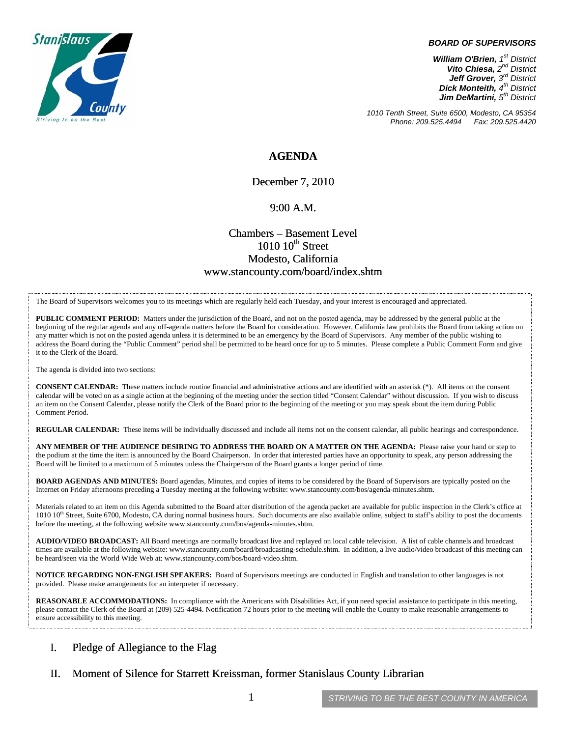**BOARD OF SUPERVISORS**

***William O'Brien,*** *1st District*
***Vito Chiesa,*** *2nd District*
***Jeff Grover,*** *3rd District*
***Dick Monteith,*** *4th District*
***Jim DeMartini,*** *5th District*

*1010 Tenth Street, Suite 6500, Modesto, CA 95354*
*Phone: 209.525.4494 Fax: 209.525.4420*

# AGENDA

December 7, 2010

9:00 A.M.

Chambers – Basement Level
1010 10th Street
Modesto, California
www.stancounty.com/board/index.shtm

The Board of Supervisors welcomes you to its meetings which are regularly held each Tuesday, and your interest is encouraged and appreciated.

**PUBLIC COMMENT PERIOD:** Matters under the jurisdiction of the Board, and not on the posted agenda, may be addressed by the general public at the beginning of the regular agenda and any off-agenda matters before the Board for consideration. However, California law prohibits the Board from taking action on any matter which is not on the posted agenda unless it is determined to be an emergency by the Board of Supervisors. Any member of the public wishing to address the Board during the "Public Comment" period shall be permitted to be heard once for up to 5 minutes. Please complete a Public Comment Form and give it to the Clerk of the Board.

The agenda is divided into two sections:

**CONSENT CALENDAR:** These matters include routine financial and administrative actions and are identified with an asterisk (*). All items on the consent calendar will be voted on as a single action at the beginning of the meeting under the section titled "Consent Calendar" without discussion. If you wish to discuss an item on the Consent Calendar, please notify the Clerk of the Board prior to the beginning of the meeting or you may speak about the item during Public Comment Period.

**REGULAR CALENDAR:** These items will be individually discussed and include all items not on the consent calendar, all public hearings and correspondence.

**ANY MEMBER OF THE AUDIENCE DESIRING TO ADDRESS THE BOARD ON A MATTER ON THE AGENDA:** Please raise your hand or step to the podium at the time the item is announced by the Board Chairperson. In order that interested parties have an opportunity to speak, any person addressing the Board will be limited to a maximum of 5 minutes unless the Chairperson of the Board grants a longer period of time.

**BOARD AGENDAS AND MINUTES:** Board agendas, Minutes, and copies of items to be considered by the Board of Supervisors are typically posted on the Internet on Friday afternoons preceding a Tuesday meeting at the following website: www.stancounty.com/bos/agenda-minutes.shtm.

Materials related to an item on this Agenda submitted to the Board after distribution of the agenda packet are available for public inspection in the Clerk's office at 1010 10th Street, Suite 6700, Modesto, CA during normal business hours. Such documents are also available online, subject to staff's ability to post the documents before the meeting, at the following website www.stancounty.com/bos/agenda-minutes.shtm.

**AUDIO/VIDEO BROADCAST:** All Board meetings are normally broadcast live and replayed on local cable television. A list of cable channels and broadcast times are available at the following website: www.stancounty.com/board/broadcasting-schedule.shtm. In addition, a live audio/video broadcast of this meeting can be heard/seen via the World Wide Web at: www.stancounty.com/bos/board-video.shtm.

**NOTICE REGARDING NON-ENGLISH SPEAKERS:** Board of Supervisors meetings are conducted in English and translation to other languages is not provided. Please make arrangements for an interpreter if necessary.

**REASONABLE ACCOMMODATIONS:** In compliance with the Americans with Disabilities Act, if you need special assistance to participate in this meeting, please contact the Clerk of the Board at (209) 525-4494. Notification 72 hours prior to the meeting will enable the County to make reasonable arrangements to ensure accessibility to this meeting.

I. Pledge of Allegiance to the Flag

II. Moment of Silence for Starrett Kreissman, former Stanislaus County Librarian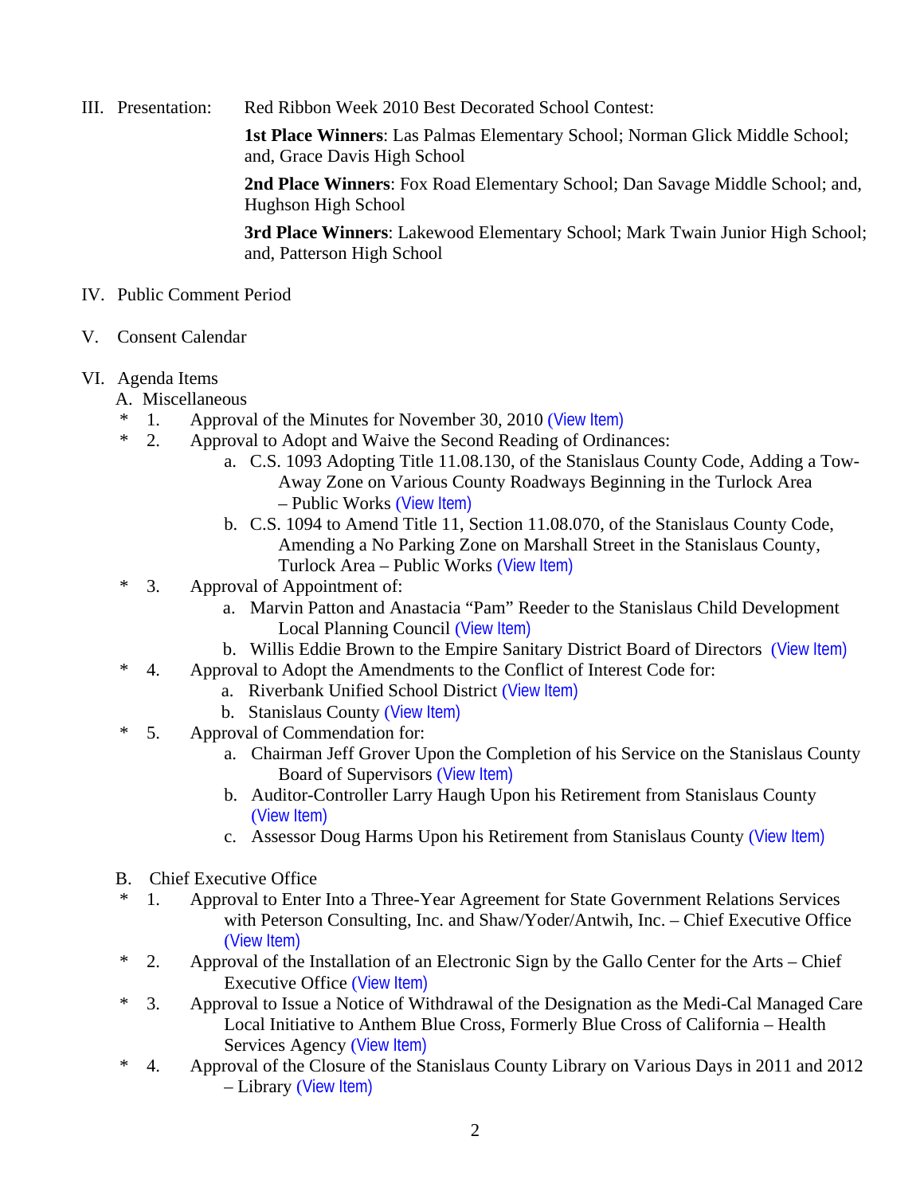III. Presentation: Red Ribbon Week 2010 Best Decorated School Contest:

**1st Place Winners**: Las Palmas Elementary School; Norman Glick Middle School; and, Grace Davis High School

**2nd Place Winners**: Fox Road Elementary School; Dan Savage Middle School; and, Hughson High School

**3rd Place Winners**: Lakewood Elementary School; Mark Twain Junior High School; and, Patterson High School

IV. Public Comment Period

V. Consent Calendar

VI. Agenda Items

A. Miscellaneous

\* 1. Approval of the Minutes for November 30, 2010 (View Item)

\* 2. Approval to Adopt and Waive the Second Reading of Ordinances:

a. C.S. 1093 Adopting Title 11.08.130, of the Stanislaus County Code, Adding a Tow-Away Zone on Various County Roadways Beginning in the Turlock Area – Public Works (View Item)

b. C.S. 1094 to Amend Title 11, Section 11.08.070, of the Stanislaus County Code, Amending a No Parking Zone on Marshall Street in the Stanislaus County, Turlock Area – Public Works (View Item)

\* 3. Approval of Appointment of:

a. Marvin Patton and Anastacia "Pam" Reeder to the Stanislaus Child Development Local Planning Council (View Item)

b. Willis Eddie Brown to the Empire Sanitary District Board of Directors (View Item)

\* 4. Approval to Adopt the Amendments to the Conflict of Interest Code for:

a. Riverbank Unified School District (View Item)

b. Stanislaus County (View Item)

\* 5. Approval of Commendation for:

a. Chairman Jeff Grover Upon the Completion of his Service on the Stanislaus County Board of Supervisors (View Item)

b. Auditor-Controller Larry Haugh Upon his Retirement from Stanislaus County (View Item)

c. Assessor Doug Harms Upon his Retirement from Stanislaus County (View Item)

B. Chief Executive Office

\* 1. Approval to Enter Into a Three-Year Agreement for State Government Relations Services with Peterson Consulting, Inc. and Shaw/Yoder/Antwih, Inc. – Chief Executive Office (View Item)

\* 2. Approval of the Installation of an Electronic Sign by the Gallo Center for the Arts – Chief Executive Office (View Item)

\* 3. Approval to Issue a Notice of Withdrawal of the Designation as the Medi-Cal Managed Care Local Initiative to Anthem Blue Cross, Formerly Blue Cross of California – Health Services Agency (View Item)

\* 4. Approval of the Closure of the Stanislaus County Library on Various Days in 2011 and 2012 – Library (View Item)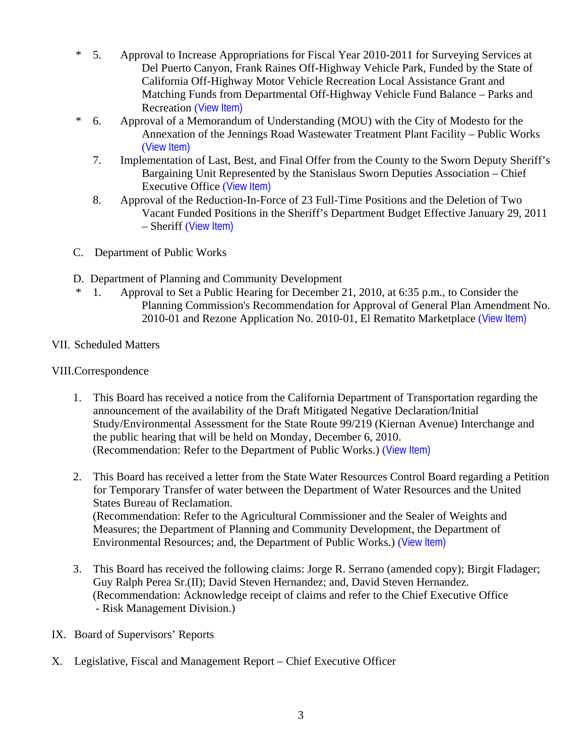\* 5. Approval to Increase Appropriations for Fiscal Year 2010-2011 for Surveying Services at Del Puerto Canyon, Frank Raines Off-Highway Vehicle Park, Funded by the State of California Off-Highway Motor Vehicle Recreation Local Assistance Grant and Matching Funds from Departmental Off-Highway Vehicle Fund Balance – Parks and Recreation (View Item)

\* 6. Approval of a Memorandum of Understanding (MOU) with the City of Modesto for the Annexation of the Jennings Road Wastewater Treatment Plant Facility – Public Works (View Item)

7. Implementation of Last, Best, and Final Offer from the County to the Sworn Deputy Sheriff's Bargaining Unit Represented by the Stanislaus Sworn Deputies Association – Chief Executive Office (View Item)

8. Approval of the Reduction-In-Force of 23 Full-Time Positions and the Deletion of Two Vacant Funded Positions in the Sheriff's Department Budget Effective January 29, 2011 – Sheriff (View Item)

C. Department of Public Works

D. Department of Planning and Community Development

\* 1. Approval to Set a Public Hearing for December 21, 2010, at 6:35 p.m., to Consider the Planning Commission's Recommendation for Approval of General Plan Amendment No. 2010-01 and Rezone Application No. 2010-01, El Rematito Marketplace (View Item)

VII. Scheduled Matters

VIII. Correspondence

1. This Board has received a notice from the California Department of Transportation regarding the announcement of the availability of the Draft Mitigated Negative Declaration/Initial Study/Environmental Assessment for the State Route 99/219 (Kiernan Avenue) Interchange and the public hearing that will be held on Monday, December 6, 2010.
(Recommendation: Refer to the Department of Public Works.) (View Item)

2. This Board has received a letter from the State Water Resources Control Board regarding a Petition for Temporary Transfer of water between the Department of Water Resources and the United States Bureau of Reclamation.
(Recommendation: Refer to the Agricultural Commissioner and the Sealer of Weights and Measures; the Department of Planning and Community Development, the Department of Environmental Resources; and, the Department of Public Works.) (View Item)

3. This Board has received the following claims: Jorge R. Serrano (amended copy); Birgit Fladager; Guy Ralph Perea Sr.(II); David Steven Hernandez; and, David Steven Hernandez.
(Recommendation: Acknowledge receipt of claims and refer to the Chief Executive Office - Risk Management Division.)

IX. Board of Supervisors' Reports

X. Legislative, Fiscal and Management Report – Chief Executive Officer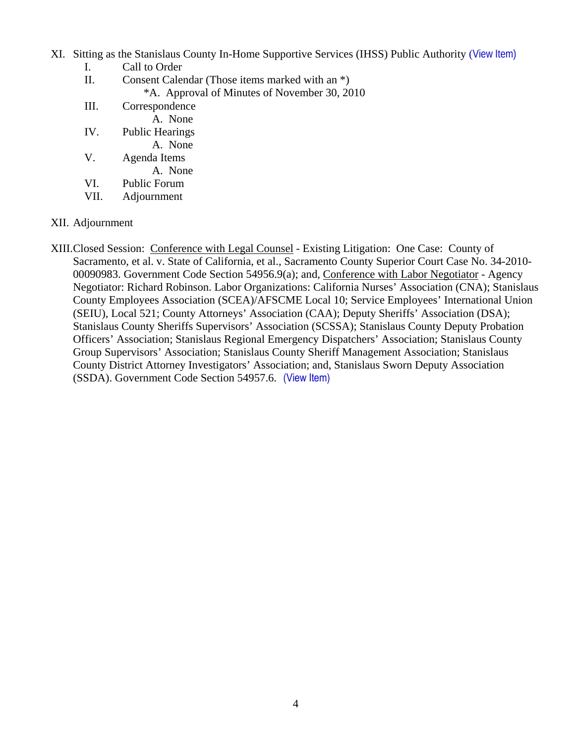XI. Sitting as the Stanislaus County In-Home Supportive Services (IHSS) Public Authority (View Item)

   I. Call to Order
   II. Consent Calendar (Those items marked with an *)
      *A. Approval of Minutes of November 30, 2010
   III. Correspondence
      A. None
   IV. Public Hearings
      A. None
   V. Agenda Items
      A. None
   VI. Public Forum
   VII. Adjournment

XII. Adjournment

XIII. Closed Session: Conference with Legal Counsel - Existing Litigation: One Case: County of Sacramento, et al. v. State of California, et al., Sacramento County Superior Court Case No. 34-2010-00090983. Government Code Section 54956.9(a); and, Conference with Labor Negotiator - Agency Negotiator: Richard Robinson. Labor Organizations: California Nurses' Association (CNA); Stanislaus County Employees Association (SCEA)/AFSCME Local 10; Service Employees' International Union (SEIU), Local 521; County Attorneys' Association (CAA); Deputy Sheriffs' Association (DSA); Stanislaus County Sheriffs Supervisors' Association (SCSSA); Stanislaus County Deputy Probation Officers' Association; Stanislaus Regional Emergency Dispatchers' Association; Stanislaus County Group Supervisors' Association; Stanislaus County Sheriff Management Association; Stanislaus County District Attorney Investigators' Association; and, Stanislaus Sworn Deputy Association (SSDA). Government Code Section 54957.6. (View Item)